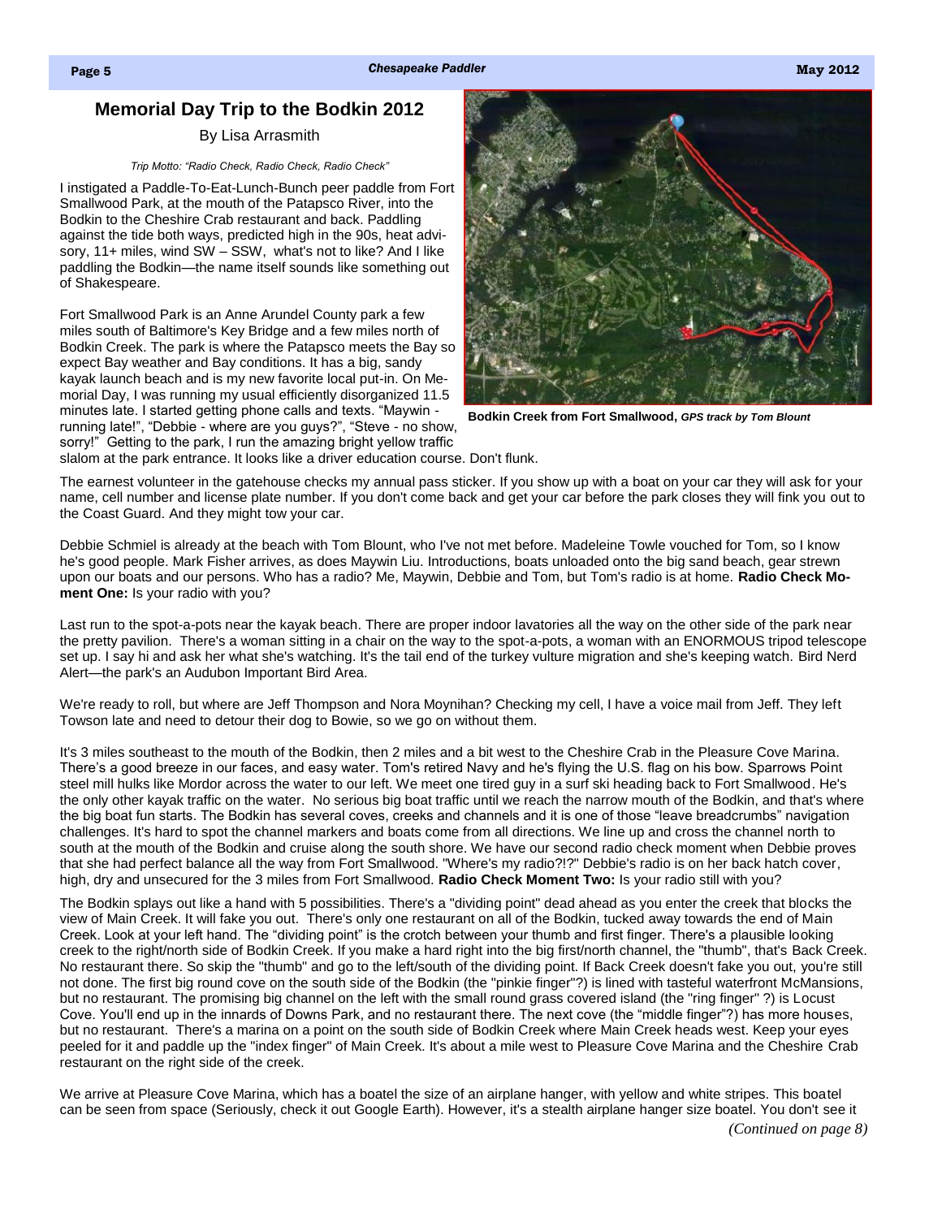## Memorial Day Trip to the Bodkin 2012

By Lisa Arrasmith

*Trip Motto: "Radio Check, Radio Check, Radio Check"*

I instigated a Paddle-To-Eat-Lunch-Bunch peer paddle from Fort Smallwood Park, at the mouth of the Patapsco River, into the Bodkin to the Cheshire Crab restaurant and back. Paddling against the tide both ways, predicted high in the 90s, heat advisory, 11+ miles, wind SW – SSW, what's not to like? And I like paddling the Bodkin—the name itself sounds like something out of Shakespeare.

Fort Smallwood Park is an Anne Arundel County park a few miles south of Baltimore's Key Bridge and a few miles north of Bodkin Creek. The park is where the Patapsco meets the Bay so expect Bay weather and Bay conditions. It has a big, sandy kayak launch beach and is my new favorite local put-in. On Memorial Day, I was running my usual efficiently disorganized 11.5 minutes late. I started getting phone calls and texts. "Maywin - running late!", "Debbie - where are you guys?", "Steve - no show, sorry!" Getting to the park, I run the amazing bright yellow traffic slalom at the park entrance. It looks like a driver education course. Don't flunk.

**Bodkin Creek from Fort Smallwood,** ***GPS track by Tom Blount***

The earnest volunteer in the gatehouse checks my annual pass sticker. If you show up with a boat on your car they will ask for your name, cell number and license plate number. If you don't come back and get your car before the park closes they will fink you out to the Coast Guard. And they might tow your car.

Debbie Schmiel is already at the beach with Tom Blount, who I've not met before. Madeleine Towle vouched for Tom, so I know he's good people. Mark Fisher arrives, as does Maywin Liu. Introductions, boats unloaded onto the big sand beach, gear strewn upon our boats and our persons. Who has a radio? Me, Maywin, Debbie and Tom, but Tom's radio is at home. **Radio Check Moment One:** Is your radio with you?

Last run to the spot-a-pots near the kayak beach. There are proper indoor lavatories all the way on the other side of the park near the pretty pavilion. There's a woman sitting in a chair on the way to the spot-a-pots, a woman with an ENORMOUS tripod telescope set up. I say hi and ask her what she's watching. It's the tail end of the turkey vulture migration and she's keeping watch. Bird Nerd Alert—the park's an Audubon Important Bird Area.

We're ready to roll, but where are Jeff Thompson and Nora Moynihan? Checking my cell, I have a voice mail from Jeff. They left Towson late and need to detour their dog to Bowie, so we go on without them.

It's 3 miles southeast to the mouth of the Bodkin, then 2 miles and a bit west to the Cheshire Crab in the Pleasure Cove Marina. There's a good breeze in our faces, and easy water. Tom's retired Navy and he's flying the U.S. flag on his bow. Sparrows Point steel mill hulks like Mordor across the water to our left. We meet one tired guy in a surf ski heading back to Fort Smallwood. He's the only other kayak traffic on the water. No serious big boat traffic until we reach the narrow mouth of the Bodkin, and that's where the big boat fun starts. The Bodkin has several coves, creeks and channels and it is one of those "leave breadcrumbs" navigation challenges. It's hard to spot the channel markers and boats come from all directions. We line up and cross the channel north to south at the mouth of the Bodkin and cruise along the south shore. We have our second radio check moment when Debbie proves that she had perfect balance all the way from Fort Smallwood. "Where's my radio?!?" Debbie's radio is on her back hatch cover, high, dry and unsecured for the 3 miles from Fort Smallwood. **Radio Check Moment Two:** Is your radio still with you?

The Bodkin splays out like a hand with 5 possibilities. There's a "dividing point" dead ahead as you enter the creek that blocks the view of Main Creek. It will fake you out. There's only one restaurant on all of the Bodkin, tucked away towards the end of Main Creek. Look at your left hand. The "dividing point" is the crotch between your thumb and first finger. There's a plausible looking creek to the right/north side of Bodkin Creek. If you make a hard right into the big first/north channel, the "thumb", that's Back Creek. No restaurant there. So skip the "thumb" and go to the left/south of the dividing point. If Back Creek doesn't fake you out, you're still not done. The first big round cove on the south side of the Bodkin (the "pinkie finger"?) is lined with tasteful waterfront McMansions, but no restaurant. The promising big channel on the left with the small round grass covered island (the "ring finger" ?) is Locust Cove. You'll end up in the innards of Downs Park, and no restaurant there. The next cove (the "middle finger"?) has more houses, but no restaurant. There's a marina on a point on the south side of Bodkin Creek where Main Creek heads west. Keep your eyes peeled for it and paddle up the "index finger" of Main Creek. It's about a mile west to Pleasure Cove Marina and the Cheshire Crab restaurant on the right side of the creek.

We arrive at Pleasure Cove Marina, which has a boatel the size of an airplane hanger, with yellow and white stripes. This boatel can be seen from space (Seriously, check it out Google Earth). However, it's a stealth airplane hanger size boatel. You don't see it

*(Continued on page 8)*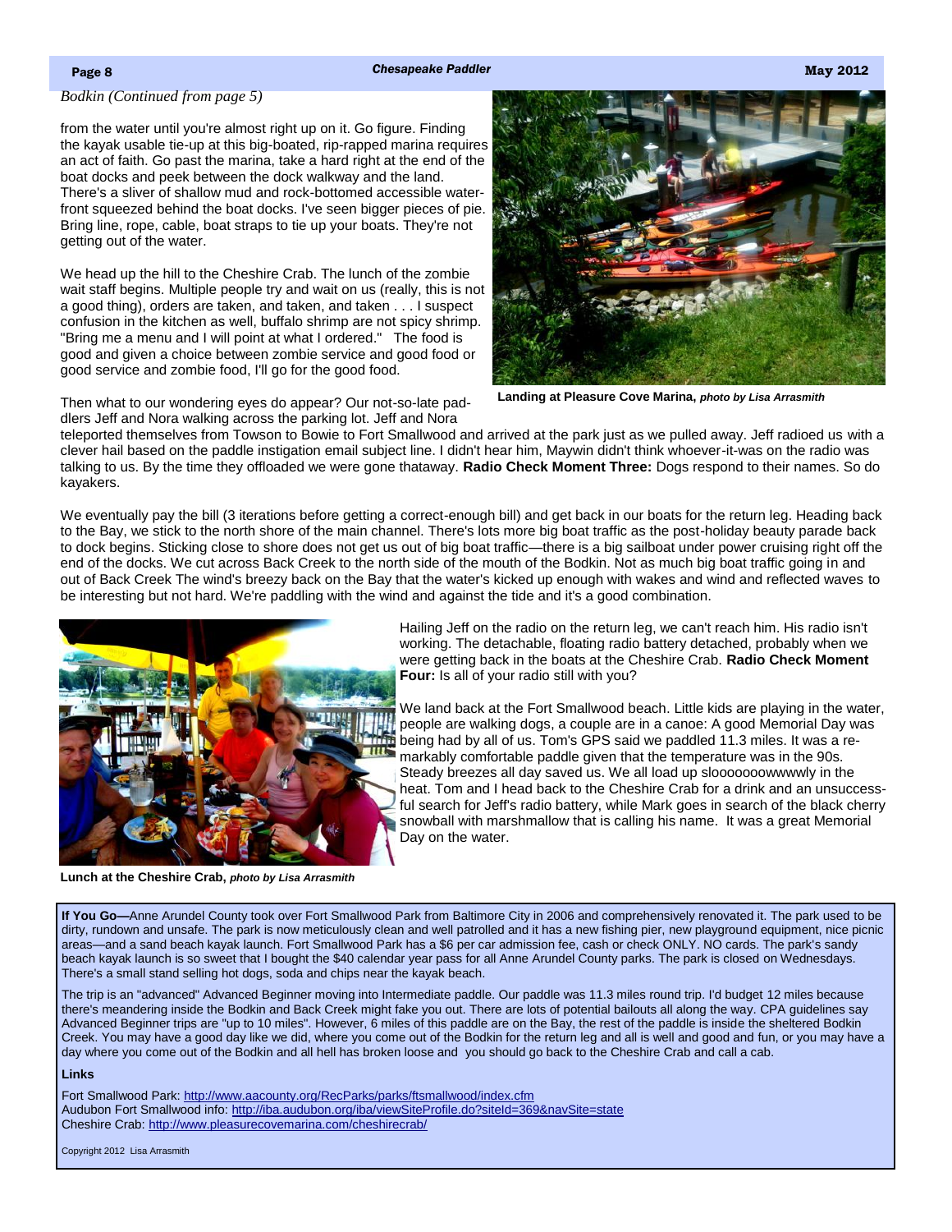*Bodkin (Continued from page 5)*

from the water until you're almost right up on it. Go figure. Finding the kayak usable tie-up at this big-boated, rip-rapped marina requires an act of faith. Go past the marina, take a hard right at the end of the boat docks and peek between the dock walkway and the land. There's a sliver of shallow mud and rock-bottomed accessible water-front squeezed behind the boat docks. I've seen bigger pieces of pie. Bring line, rope, cable, boat straps to tie up your boats. They're not getting out of the water.

We head up the hill to the Cheshire Crab. The lunch of the zombie wait staff begins. Multiple people try and wait on us (really, this is not a good thing), orders are taken, and taken, and taken . . . I suspect confusion in the kitchen as well, buffalo shrimp are not spicy shrimp. "Bring me a menu and I will point at what I ordered." The food is good and given a choice between zombie service and good food or good service and zombie food, I'll go for the good food.

**Landing at Pleasure Cove Marina,** ***photo by Lisa Arrasmith***

Then what to our wondering eyes do appear? Our not-so-late paddlers Jeff and Nora walking across the parking lot. Jeff and Nora teleported themselves from Towson to Bowie to Fort Smallwood and arrived at the park just as we pulled away. Jeff radioed us with a clever hail based on the paddle instigation email subject line. I didn't hear him, Maywin didn't think whoever-it-was on the radio was talking to us. By the time they offloaded we were gone thataway. **Radio Check Moment Three:** Dogs respond to their names. So do kayakers.

We eventually pay the bill (3 iterations before getting a correct-enough bill) and get back in our boats for the return leg. Heading back to the Bay, we stick to the north shore of the main channel. There's lots more big boat traffic as the post-holiday beauty parade back to dock begins. Sticking close to shore does not get us out of big boat traffic—there is a big sailboat under power cruising right off the end of the docks. We cut across Back Creek to the north side of the mouth of the Bodkin. Not as much big boat traffic going in and out of Back Creek The wind's breezy back on the Bay that the water's kicked up enough with wakes and wind and reflected waves to be interesting but not hard. We're paddling with the wind and against the tide and it's a good combination.

Hailing Jeff on the radio on the return leg, we can't reach him. His radio isn't working. The detachable, floating radio battery detached, probably when we were getting back in the boats at the Cheshire Crab. **Radio Check Moment Four:** Is all of your radio still with you?

We land back at the Fort Smallwood beach. Little kids are playing in the water, people are walking dogs, a couple are in a canoe: A good Memorial Day was being had by all of us. Tom's GPS said we paddled 11.3 miles. It was a remarkably comfortable paddle given that the temperature was in the 90s. Steady breezes all day saved us. We all load up slooooooowwwwly in the heat. Tom and I head back to the Cheshire Crab for a drink and an unsuccessful search for Jeff's radio battery, while Mark goes in search of the black cherry snowball with marshmallow that is calling his name. It was a great Memorial Day on the water.

**Lunch at the Cheshire Crab,** ***photo by Lisa Arrasmith***

**If You Go—**Anne Arundel County took over Fort Smallwood Park from Baltimore City in 2006 and comprehensively renovated it. The park used to be dirty, rundown and unsafe. The park is now meticulously clean and well patrolled and it has a new fishing pier, new playground equipment, nice picnic areas—and a sand beach kayak launch. Fort Smallwood Park has a $6 per car admission fee, cash or check ONLY. NO cards. The park's sandy beach kayak launch is so sweet that I bought the $40 calendar year pass for all Anne Arundel County parks. The park is closed on Wednesdays. There's a small stand selling hot dogs, soda and chips near the kayak beach.

The trip is an "advanced" Advanced Beginner moving into Intermediate paddle. Our paddle was 11.3 miles round trip. I'd budget 12 miles because there's meandering inside the Bodkin and Back Creek might fake you out. There are lots of potential bailouts all along the way. CPA guidelines say Advanced Beginner trips are "up to 10 miles". However, 6 miles of this paddle are on the Bay, the rest of the paddle is inside the sheltered Bodkin Creek. You may have a good day like we did, where you come out of the Bodkin for the return leg and all is well and good and fun, or you may have a day where you come out of the Bodkin and all hell has broken loose and you should go back to the Cheshire Crab and call a cab.

**Links**

Fort Smallwood Park: http://www.aacounty.org/RecParks/parks/ftsmallwood/index.cfm
Audubon Fort Smallwood info: http://iba.audubon.org/iba/viewSiteProfile.do?siteId=369&navSite=state
Cheshire Crab: http://www.pleasurecovemarina.com/cheshirecrab/

Copyright 2012 Lisa Arrasmith